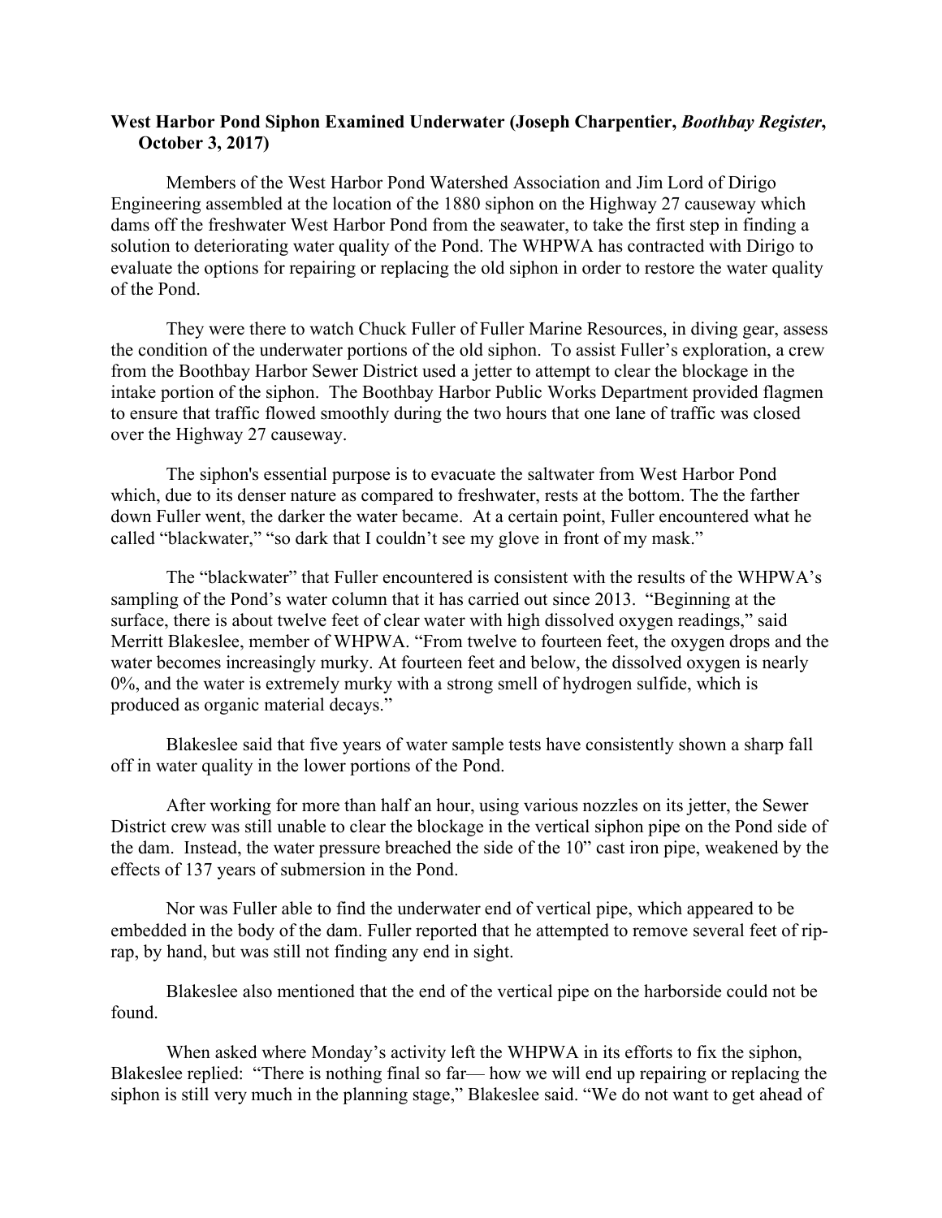**West Harbor Pond Siphon Examined Underwater (Joseph Charpentier, *Boothbay Register*, October 3, 2017)**

Members of the West Harbor Pond Watershed Association and Jim Lord of Dirigo Engineering assembled at the location of the 1880 siphon on the Highway 27 causeway which dams off the freshwater West Harbor Pond from the seawater, to take the first step in finding a solution to deteriorating water quality of the Pond. The WHPWA has contracted with Dirigo to evaluate the options for repairing or replacing the old siphon in order to restore the water quality of the Pond.

They were there to watch Chuck Fuller of Fuller Marine Resources, in diving gear, assess the condition of the underwater portions of the old siphon. To assist Fuller's exploration, a crew from the Boothbay Harbor Sewer District used a jetter to attempt to clear the blockage in the intake portion of the siphon. The Boothbay Harbor Public Works Department provided flagmen to ensure that traffic flowed smoothly during the two hours that one lane of traffic was closed over the Highway 27 causeway.

The siphon's essential purpose is to evacuate the saltwater from West Harbor Pond which, due to its denser nature as compared to freshwater, rests at the bottom. The the farther down Fuller went, the darker the water became. At a certain point, Fuller encountered what he called "blackwater," "so dark that I couldn't see my glove in front of my mask."

The "blackwater" that Fuller encountered is consistent with the results of the WHPWA's sampling of the Pond's water column that it has carried out since 2013. "Beginning at the surface, there is about twelve feet of clear water with high dissolved oxygen readings," said Merritt Blakeslee, member of WHPWA. "From twelve to fourteen feet, the oxygen drops and the water becomes increasingly murky. At fourteen feet and below, the dissolved oxygen is nearly 0%, and the water is extremely murky with a strong smell of hydrogen sulfide, which is produced as organic material decays."

Blakeslee said that five years of water sample tests have consistently shown a sharp fall off in water quality in the lower portions of the Pond.

After working for more than half an hour, using various nozzles on its jetter, the Sewer District crew was still unable to clear the blockage in the vertical siphon pipe on the Pond side of the dam. Instead, the water pressure breached the side of the 10" cast iron pipe, weakened by the effects of 137 years of submersion in the Pond.

Nor was Fuller able to find the underwater end of vertical pipe, which appeared to be embedded in the body of the dam. Fuller reported that he attempted to remove several feet of rip-rap, by hand, but was still not finding any end in sight.

Blakeslee also mentioned that the end of the vertical pipe on the harborside could not be found.

When asked where Monday's activity left the WHPWA in its efforts to fix the siphon, Blakeslee replied: "There is nothing final so far— how we will end up repairing or replacing the siphon is still very much in the planning stage," Blakeslee said. "We do not want to get ahead of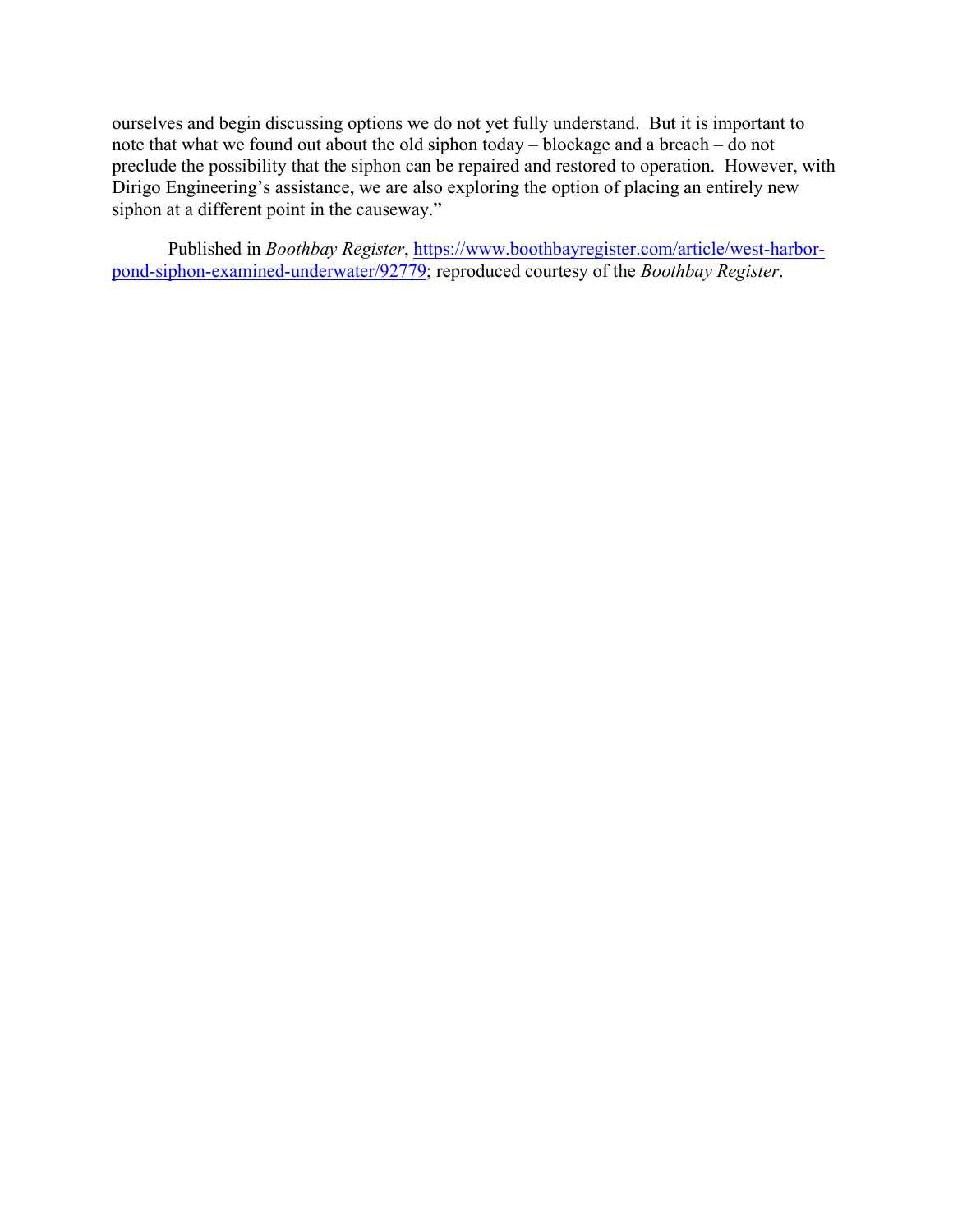ourselves and begin discussing options we do not yet fully understand. But it is important to note that what we found out about the old siphon today – blockage and a breach – do not preclude the possibility that the siphon can be repaired and restored to operation. However, with Dirigo Engineering's assistance, we are also exploring the option of placing an entirely new siphon at a different point in the causeway."

Published in *Boothbay Register*, [https://www.boothbayregister.com/article/west-harbor-pond-siphon-examined-underwater/92779](https://www.boothbayregister.com/article/west-harbor-pond-siphon-examined-underwater/92779); reproduced courtesy of the *Boothbay Register*.